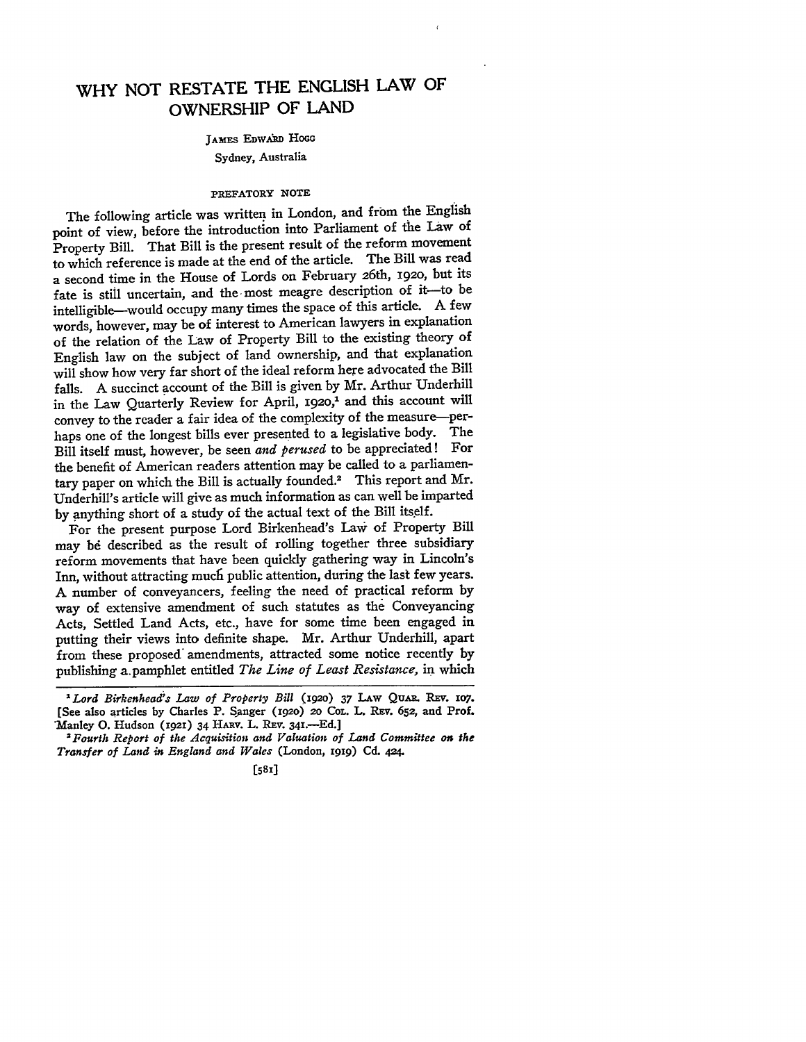# WHY NOT RESTATE THE ENGLISH LAW OF OWNERSHIP OF LAND

JAMES EDWARD HOGG

Sydney, Australia

## PREFATORY NOTE

The following article was written in London, and from the English point of view, before the introduction into Parliament of the Law of Property Bill. That Bill is the present result of the reform movement to which reference is made at the end of the article. The Bill was read a second time in the House of Lords on February 26th, 1920, but its fate is still uncertain, and the most meagre description of it—to be intelligible—would occupy many times the space of this article. A few words, however, may be of interest to American lawyers in explanation of the relation of the Law of Property Bill to the existing theory of English law on the subject of land ownership, and that explanation will show how very far short of the ideal reform here advocated the Bill falls. A succinct account of the Bill is given by Mr. Arthur Underhill in the Law Quarterly Review for April, 1920,[1] and this account will convey to the reader a fair idea of the complexity of the measure—perhaps one of the longest bills ever presented to a legislative body. The Bill itself must, however, be seen *and perused* to be appreciated! For the benefit of American readers attention may be called to a parliamentary paper on which the Bill is actually founded.[2] This report and Mr. Underhill's article will give as much information as can well be imparted by anything short of a study of the actual text of the Bill itself.

For the present purpose Lord Birkenhead's Law of Property Bill may be described as the result of rolling together three subsidiary reform movements that have been quickly gathering way in Lincoln's Inn, without attracting much public attention, during the last few years. A number of conveyancers, feeling the need of practical reform by way of extensive amendment of such statutes as the Conveyancing Acts, Settled Land Acts, etc., have for some time been engaged in putting their views into definite shape. Mr. Arthur Underhill, apart from these proposed amendments, attracted some notice recently by publishing a pamphlet entitled *The Line of Least Resistance*, in which

---

[1] *Lord Birkenhead's Law of Property Bill* (1920) 37 LAW QUAR. REV. 107. [See also articles by Charles P. Sanger (1920) 20 COL. L. REV. 652, and Prof. Manley O. Hudson (1921) 34 HARV. L. REV. 341.—Ed.]

[2] *Fourth Report of the Acquisition and Valuation of Land Committee on the Transfer of Land in England and Wales* (London, 1919) Cd. 424.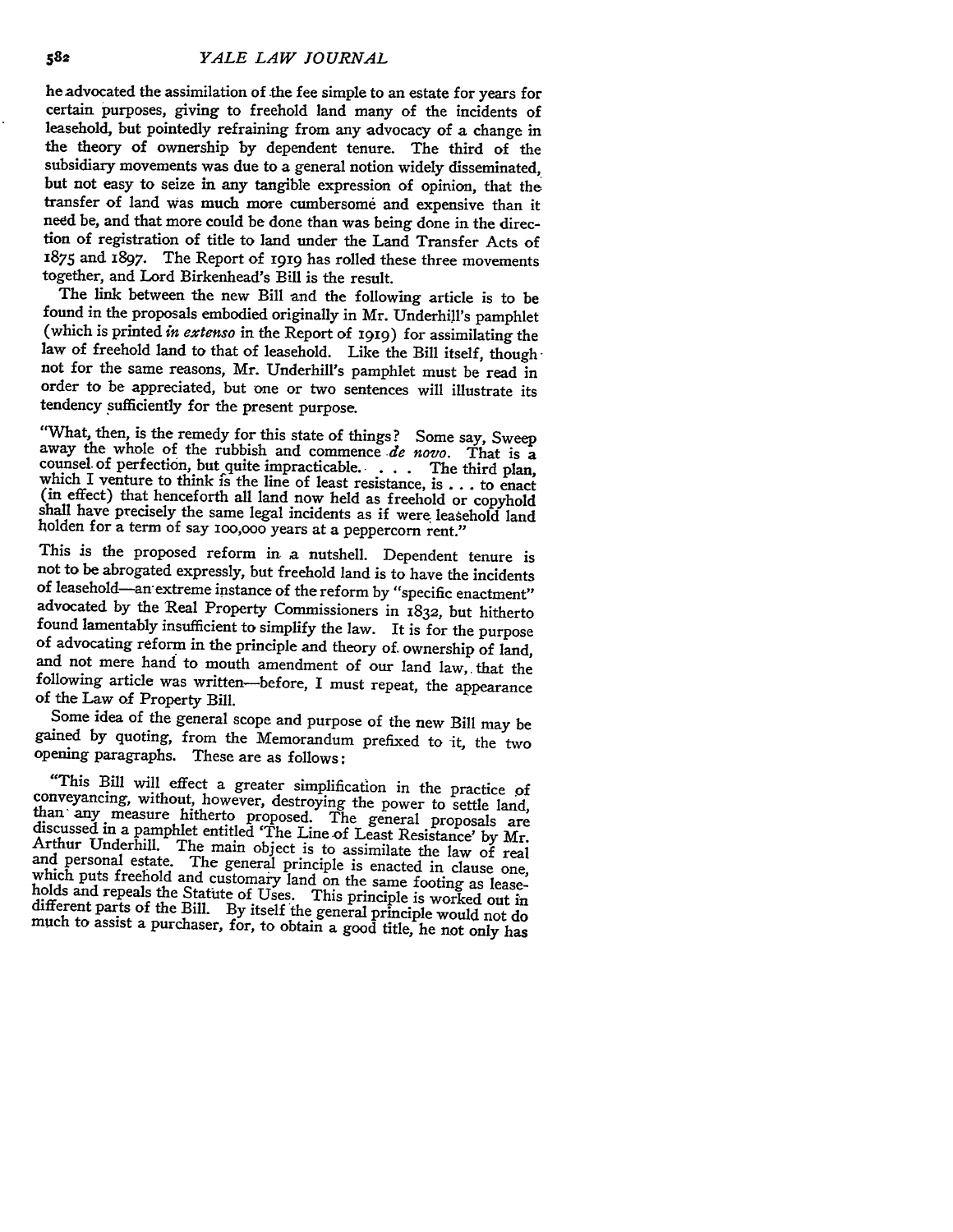he advocated the assimilation of the fee simple to an estate for years for certain purposes, giving to freehold land many of the incidents of leasehold, but pointedly refraining from any advocacy of a change in the theory of ownership by dependent tenure. The third of the subsidiary movements was due to a general notion widely disseminated, but not easy to seize in any tangible expression of opinion, that the transfer of land was much more cumbersome and expensive than it need be, and that more could be done than was being done in the direction of registration of title to land under the Land Transfer Acts of 1875 and 1897. The Report of 1919 has rolled these three movements together, and Lord Birkenhead's Bill is the result.

The link between the new Bill and the following article is to be found in the proposals embodied originally in Mr. Underhill's pamphlet (which is printed *in extenso* in the Report of 1919) for assimilating the law of freehold land to that of leasehold. Like the Bill itself, though not for the same reasons, Mr. Underhill's pamphlet must be read in order to be appreciated, but one or two sentences will illustrate its tendency sufficiently for the present purpose.

"What, then, is the remedy for this state of things? Some say, Sweep away the whole of the rubbish and commence *de novo*. That is a counsel of perfection, but quite impracticable. . . . The third plan, which I venture to think is the line of least resistance, is . . . to enact (in effect) that henceforth all land now held as freehold or copyhold shall have precisely the same legal incidents as if were leasehold land holden for a term of say 100,000 years at a peppercorn rent."

This is the proposed reform in a nutshell. Dependent tenure is not to be abrogated expressly, but freehold land is to have the incidents of leasehold—an extreme instance of the reform by "specific enactment" advocated by the Real Property Commissioners in 1832, but hitherto found lamentably insufficient to simplify the law. It is for the purpose of advocating reform in the principle and theory of ownership of land, and not mere hand to mouth amendment of our land law, that the following article was written—before, I must repeat, the appearance of the Law of Property Bill.

Some idea of the general scope and purpose of the new Bill may be gained by quoting, from the Memorandum prefixed to it, the two opening paragraphs. These are as follows:

"This Bill will effect a greater simplification in the practice of conveyancing, without, however, destroying the power to settle land, than any measure hitherto proposed. The general proposals are discussed in a pamphlet entitled 'The Line of Least Resistance' by Mr. Arthur Underhill. The main object is to assimilate the law of real and personal estate. The general principle is enacted in clause one, which puts freehold and customary land on the same footing as leaseholds and repeals the Statute of Uses. This principle is worked out in different parts of the Bill. By itself the general principle would not do much to assist a purchaser, for, to obtain a good title, he not only has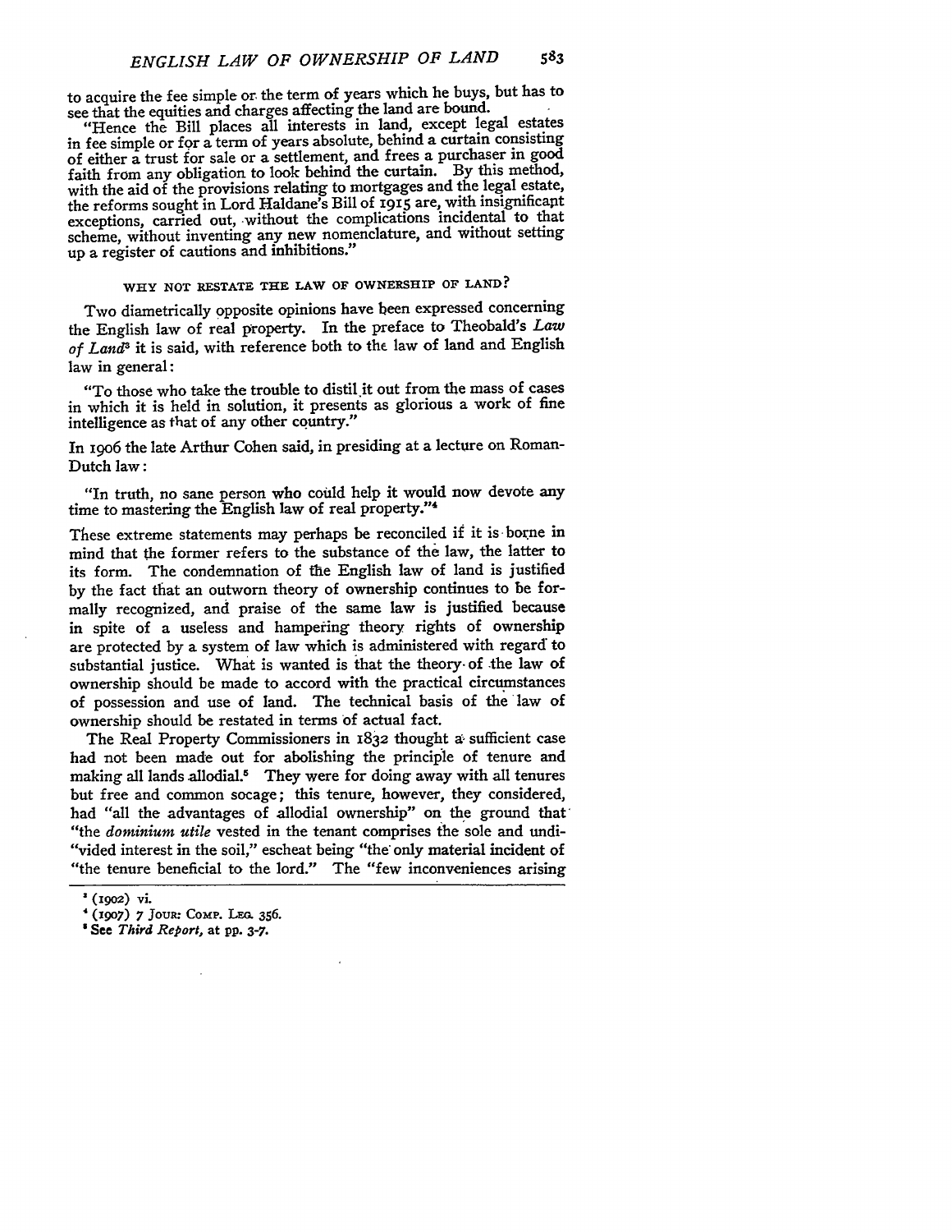to acquire the fee simple or the term of years which he buys, but has to see that the equities and charges affecting the land are bound.

"Hence the Bill places all interests in land, except legal estates in fee simple or for a term of years absolute, behind a curtain consisting of either a trust for sale or a settlement, and frees a purchaser in good faith from any obligation to look behind the curtain. By this method, with the aid of the provisions relating to mortgages and the legal estate, the reforms sought in Lord Haldane's Bill of 1915 are, with insignificant exceptions, carried out, without the complications incidental to that scheme, without inventing any new nomenclature, and without setting up a register of cautions and inhibitions."

## WHY NOT RESTATE THE LAW OF OWNERSHIP OF LAND?

Two diametrically opposite opinions have been expressed concerning the English law of real property. In the preface to Theobald's *Law of Land*[3] it is said, with reference both to the law of land and English law in general:

"To those who take the trouble to distil it out from the mass of cases in which it is held in solution, it presents as glorious a work of fine intelligence as that of any other country."

In 1906 the late Arthur Cohen said, in presiding at a lecture on Roman-Dutch law:

"In truth, no sane person who could help it would now devote any time to mastering the English law of real property."[4]

These extreme statements may perhaps be reconciled if it is borne in mind that the former refers to the substance of the law, the latter to its form. The condemnation of the English law of land is justified by the fact that an outworn theory of ownership continues to be formally recognized, and praise of the same law is justified because in spite of a useless and hampering theory rights of ownership are protected by a system of law which is administered with regard to substantial justice. What is wanted is that the theory of the law of ownership should be made to accord with the practical circumstances of possession and use of land. The technical basis of the law of ownership should be restated in terms of actual fact.

The Real Property Commissioners in 1832 thought a sufficient case had not been made out for abolishing the principle of tenure and making all lands allodial.[5] They were for doing away with all tenures but free and common socage; this tenure, however, they considered, had "all the advantages of allodial ownership" on the ground that "the *dominium utile* vested in the tenant comprises the sole and undivided interest in the soil," escheat being "the only material incident of the tenure beneficial to the lord." The "few inconveniences arising

---

[3] (1902) vi.

[4] (1907) 7 Jour. Comp. Leg. 356.

[5] See *Third Report*, at pp. 3-7.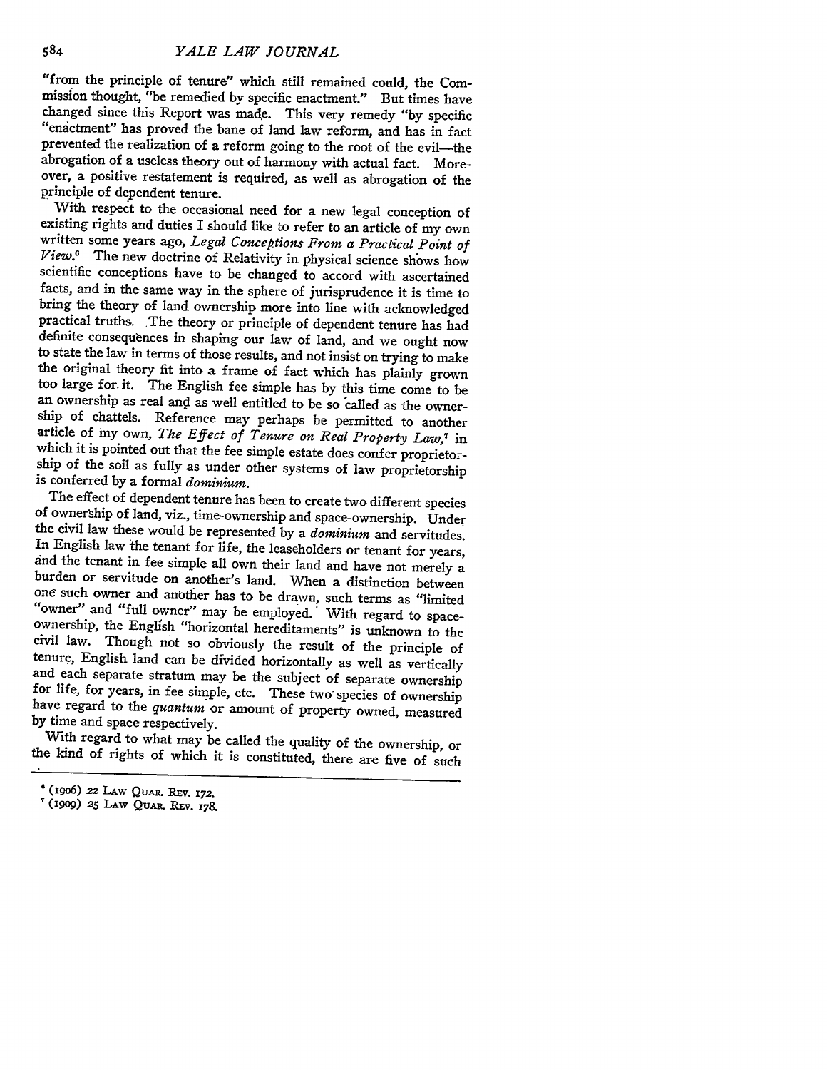"from the principle of tenure" which still remained could, the Commission thought, "be remedied by specific enactment." But times have changed since this Report was made. This very remedy "by specific "enactment" has proved the bane of land law reform, and has in fact prevented the realization of a reform going to the root of the evil—the abrogation of a useless theory out of harmony with actual fact. Moreover, a positive restatement is required, as well as abrogation of the principle of dependent tenure.

With respect to the occasional need for a new legal conception of existing rights and duties I should like to refer to an article of my own written some years ago, *Legal Conceptions From a Practical Point of View*.[6] The new doctrine of Relativity in physical science shows how scientific conceptions have to be changed to accord with ascertained facts, and in the same way in the sphere of jurisprudence it is time to bring the theory of land ownership more into line with acknowledged practical truths. The theory or principle of dependent tenure has had definite consequences in shaping our law of land, and we ought now to state the law in terms of those results, and not insist on trying to make the original theory fit into a frame of fact which has plainly grown too large for it. The English fee simple has by this time come to be an ownership as real and as well entitled to be so called as the ownership of chattels. Reference may perhaps be permitted to another article of my own, *The Effect of Tenure on Real Property Law*,[7] in which it is pointed out that the fee simple estate does confer proprietorship of the soil as fully as under other systems of law proprietorship is conferred by a formal *dominium*.

The effect of dependent tenure has been to create two different species of ownership of land, viz., time-ownership and space-ownership. Under the civil law these would be represented by a *dominium* and servitudes. In English law the tenant for life, the leaseholders or tenant for years, and the tenant in fee simple all own their land and have not merely a burden or servitude on another's land. When a distinction between one such owner and another has to be drawn, such terms as "limited "owner" and "full owner" may be employed. With regard to space-ownership, the English "horizontal hereditaments" is unknown to the civil law. Though not so obviously the result of the principle of tenure, English land can be divided horizontally as well as vertically and each separate stratum may be the subject of separate ownership for life, for years, in fee simple, etc. These two species of ownership have regard to the *quantum* or amount of property owned, measured by time and space respectively.

With regard to what may be called the quality of the ownership, or the kind of rights of which it is constituted, there are five of such

---

[6] (1906) 22 Law Quar. Rev. 172.

[7] (1909) 25 Law Quar. Rev. 178.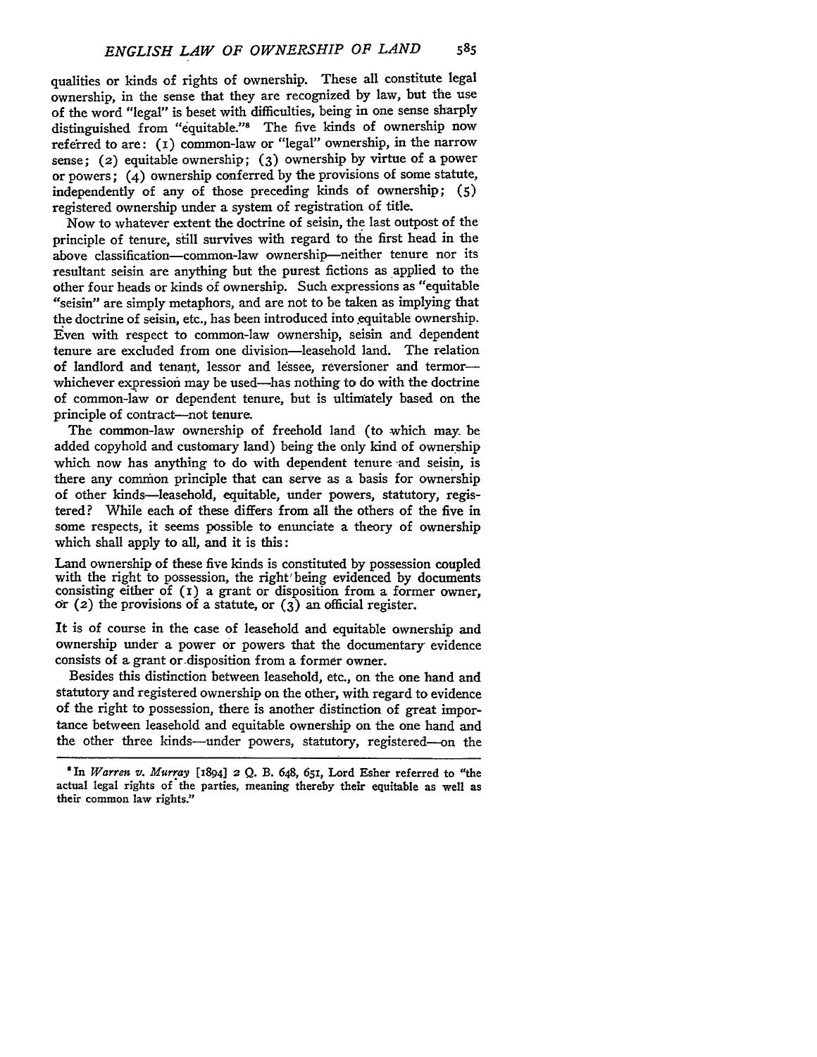qualities or kinds of rights of ownership. These all constitute legal ownership, in the sense that they are recognized by law, but the use of the word "legal" is beset with difficulties, being in one sense sharply distinguished from "equitable."[8] The five kinds of ownership now referred to are: (1) common-law or "legal" ownership, in the narrow sense; (2) equitable ownership; (3) ownership by virtue of a power or powers; (4) ownership conferred by the provisions of some statute, independently of any of those preceding kinds of ownership; (5) registered ownership under a system of registration of title.

Now to whatever extent the doctrine of seisin, the last outpost of the principle of tenure, still survives with regard to the first head in the above classification—common-law ownership—neither tenure nor its resultant seisin are anything but the purest fictions as applied to the other four heads or kinds of ownership. Such expressions as "equitable "seisin" are simply metaphors, and are not to be taken as implying that the doctrine of seisin, etc., has been introduced into equitable ownership. Even with respect to common-law ownership, seisin and dependent tenure are excluded from one division—leasehold land. The relation of landlord and tenant, lessor and lessee, reversioner and termor—whichever expression may be used—has nothing to do with the doctrine of common-law or dependent tenure, but is ultimately based on the principle of contract—not tenure.

The common-law ownership of freehold land (to which may be added copyhold and customary land) being the only kind of ownership which now has anything to do with dependent tenure and seisin, is there any common principle that can serve as a basis for ownership of other kinds—leasehold, equitable, under powers, statutory, registered? While each of these differs from all the others of the five in some respects, it seems possible to enunciate a theory of ownership which shall apply to all, and it is this:

Land ownership of these five kinds is constituted by possession coupled with the right to possession, the right being evidenced by documents consisting either of (1) a grant or disposition from a former owner, or (2) the provisions of a statute, or (3) an official register.

It is of course in the case of leasehold and equitable ownership and ownership under a power or powers that the documentary evidence consists of a grant or disposition from a former owner.

Besides this distinction between leasehold, etc., on the one hand and statutory and registered ownership on the other, with regard to evidence of the right to possession, there is another distinction of great importance between leasehold and equitable ownership on the one hand and the other three kinds—under powers, statutory, registered—on the

[8] In *Warren v. Murray* [1894] 2 Q. B. 648, 651, Lord Esher referred to "the actual legal rights of the parties, meaning thereby their equitable as well as their common law rights."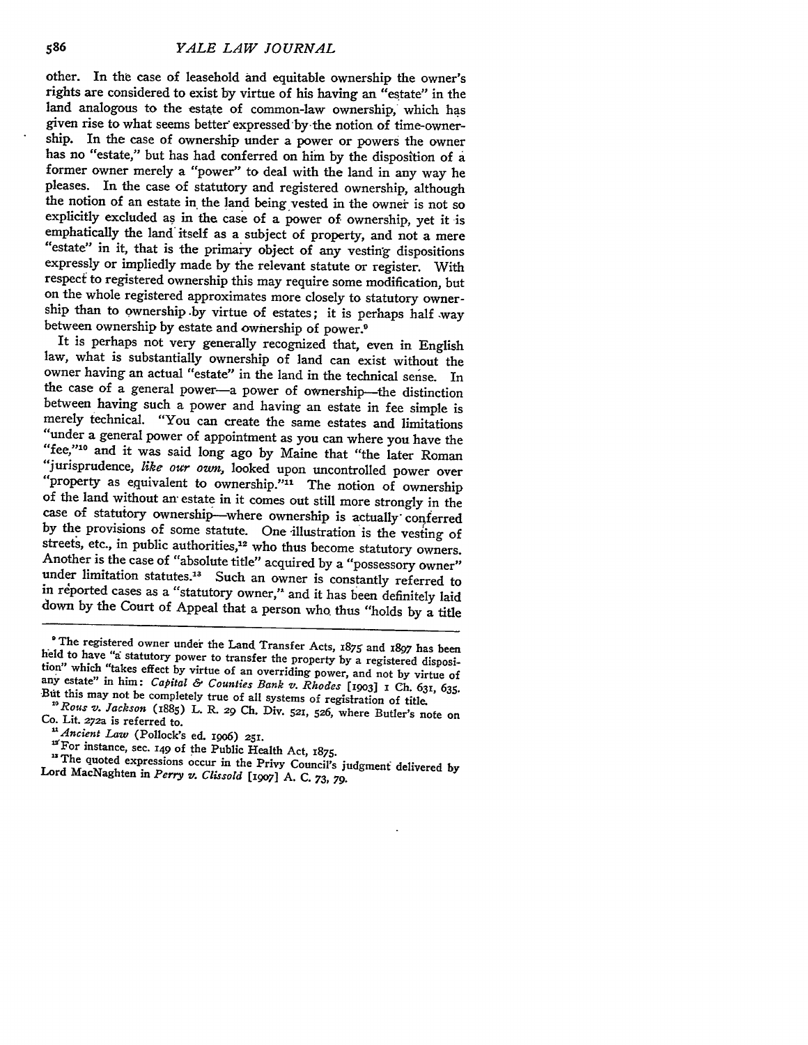other. In the case of leasehold and equitable ownership the owner's rights are considered to exist by virtue of his having an "estate" in the land analogous to the estate of common-law ownership, which has given rise to what seems better expressed by the notion of time-ownership. In the case of ownership under a power or powers the owner has no "estate," but has had conferred on him by the disposition of a former owner merely a "power" to deal with the land in any way he pleases. In the case of statutory and registered ownership, although the notion of an estate in the land being vested in the owner is not so explicitly excluded as in the case of a power of ownership, yet it is emphatically the land itself as a subject of property, and not a mere "estate" in it, that is the primary object of any vesting dispositions expressly or impliedly made by the relevant statute or register. With respect to registered ownership this may require some modification, but on the whole registered approximates more closely to statutory ownership than to ownership by virtue of estates; it is perhaps half way between ownership by estate and ownership of power.[9]

It is perhaps not very generally recognized that, even in English law, what is substantially ownership of land can exist without the owner having an actual "estate" in the land in the technical sense. In the case of a general power—a power of ownership—the distinction between having such a power and having an estate in fee simple is merely technical. "You can create the same estates and limitations "under a general power of appointment as you can where you have the "fee,"[10] and it was said long ago by Maine that "the later Roman "jurisprudence, *like our own,* looked upon uncontrolled power over "property as equivalent to ownership."[11] The notion of ownership of the land without an estate in it comes out still more strongly in the case of statutory ownership—where ownership is actually conferred by the provisions of some statute. One illustration is the vesting of streets, etc., in public authorities,[12] who thus become statutory owners. Another is the case of "absolute title" acquired by a "possessory owner" under limitation statutes.[13] Such an owner is constantly referred to in reported cases as a "statutory owner," and it has been definitely laid down by the Court of Appeal that a person who thus "holds by a title

---

[9] The registered owner under the Land Transfer Acts, 1875 and 1897 has been held to have "a statutory power to transfer the property by a registered disposition" which "takes effect by virtue of an overriding power, and not by virtue of any estate" in him: *Capital & Counties Bank v. Rhodes* [1903] 1 Ch. 631, 635. But this may not be completely true of all systems of registration of title.

[10] *Rous v. Jackson* (1885) L. R. 29 Ch. Div. 521, 526, where Butler's note on Co. Lit. 272a is referred to.

[11] *Ancient Law* (Pollock's ed. 1906) 251.

[12] For instance, sec. 149 of the Public Health Act, 1875.

[13] The quoted expressions occur in the Privy Council's judgment delivered by Lord MacNaghten in *Perry v. Clissold* [1907] A. C. 73, 79.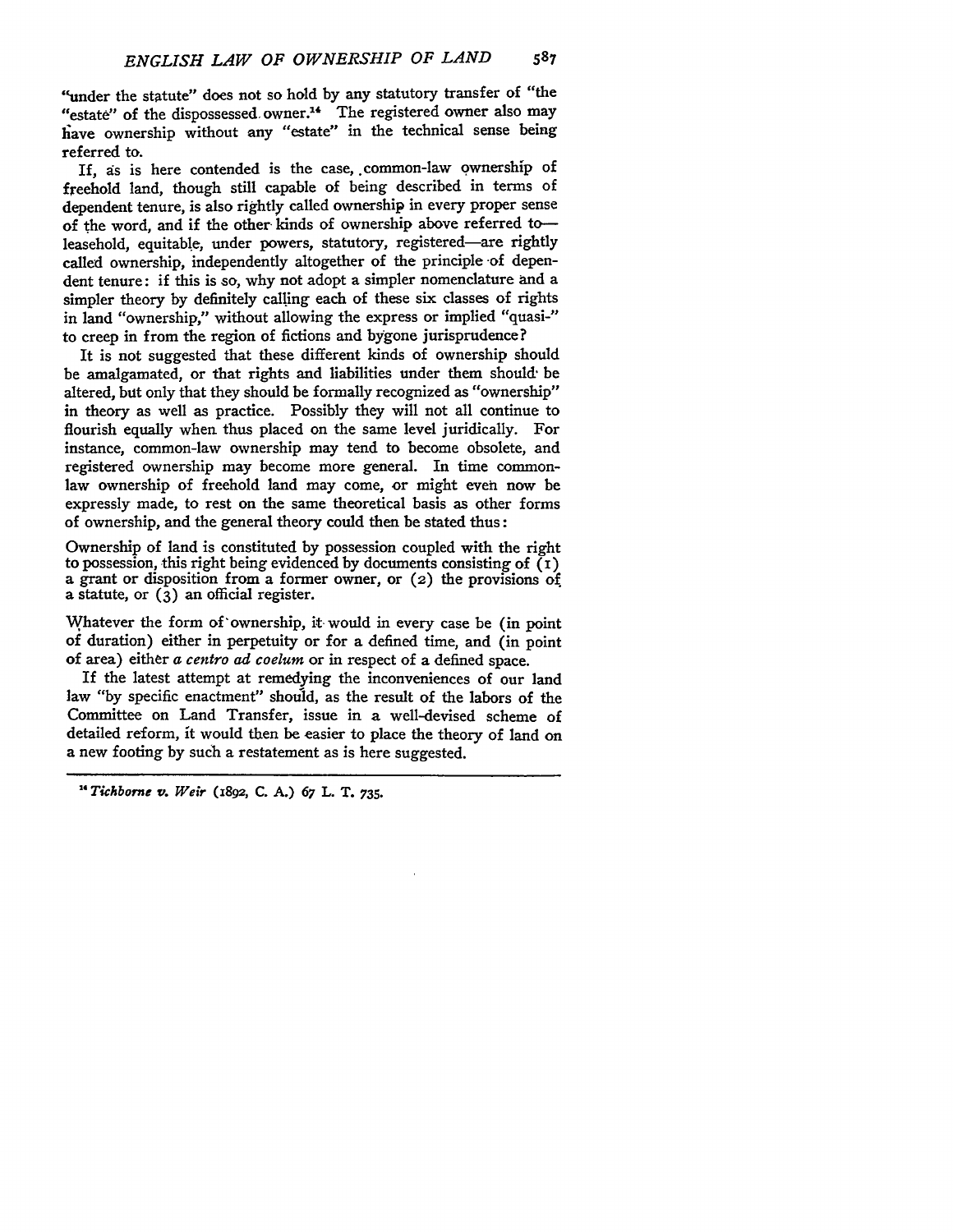"under the statute" does not so hold by any statutory transfer of "the "estate" of the dispossessed owner.[14] The registered owner also may have ownership without any "estate" in the technical sense being referred to.

If, as is here contended is the case, common-law ownership of freehold land, though still capable of being described in terms of dependent tenure, is also rightly called ownership in every proper sense of the word, and if the other kinds of ownership above referred to—leasehold, equitable, under powers, statutory, registered—are rightly called ownership, independently altogether of the principle of dependent tenure: if this is so, why not adopt a simpler nomenclature and a simpler theory by definitely calling each of these six classes of rights in land "ownership," without allowing the express or implied "quasi-" to creep in from the region of fictions and bygone jurisprudence?

It is not suggested that these different kinds of ownership should be amalgamated, or that rights and liabilities under them should be altered, but only that they should be formally recognized as "ownership" in theory as well as practice. Possibly they will not all continue to flourish equally when thus placed on the same level juridically. For instance, common-law ownership may tend to become obsolete, and registered ownership may become more general. In time common-law ownership of freehold land may come, or might even now be expressly made, to rest on the same theoretical basis as other forms of ownership, and the general theory could then be stated thus:

> Ownership of land is constituted by possession coupled with the right to possession, this right being evidenced by documents consisting of (1) a grant or disposition from a former owner, or (2) the provisions of a statute, or (3) an official register.

Whatever the form of ownership, it would in every case be (in point of duration) either in perpetuity or for a defined time, and (in point of area) either *a centro ad coelum* or in respect of a defined space.

If the latest attempt at remedying the inconveniences of our land law "by specific enactment" should, as the result of the labors of the Committee on Land Transfer, issue in a well-devised scheme of detailed reform, it would then be easier to place the theory of land on a new footing by such a restatement as is here suggested.

---

[14] *Tichborne v. Weir* (1892, C. A.) 67 L. T. 735.